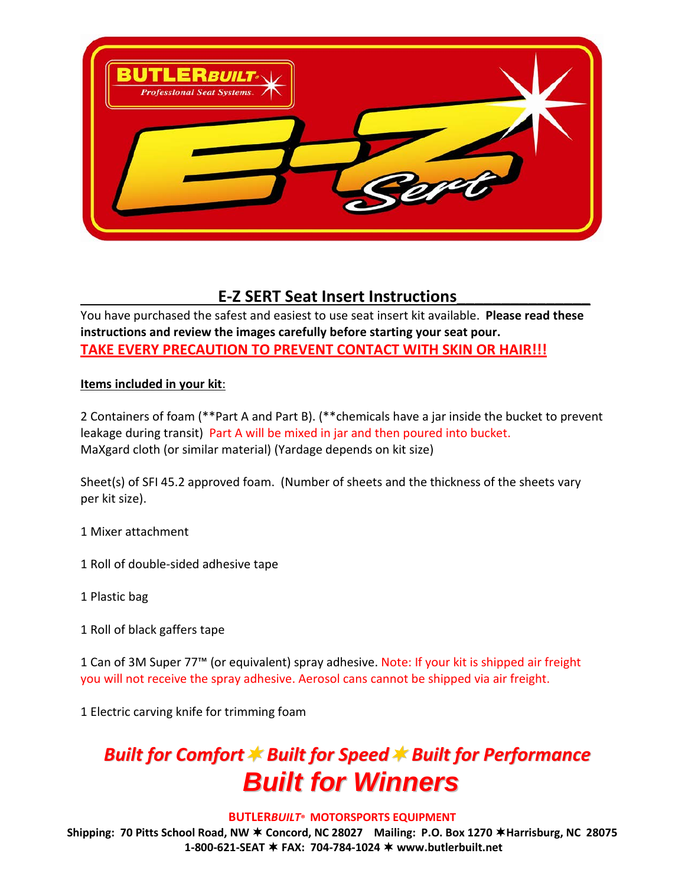## E-Z SERT Seat Insert Instructions

You have purchased the safest and easiest to use seat insert kit available. **Please read these instructions and review the images carefully before starting your seat pour.**

**TAKE EVERY PRECAUTION TO PREVENT CONTACT WITH SKIN OR HAIR!!!**

**Items included in your kit**:

2 Containers of foam (**Part A and Part B). (**chemicals have a jar inside the bucket to prevent leakage during transit) Part A will be mixed in jar and then poured into bucket.
MaXgard cloth (or similar material) (Yardage depends on kit size)

Sheet(s) of SFI 45.2 approved foam. (Number of sheets and the thickness of the sheets vary per kit size).

1 Mixer attachment

1 Roll of double-sided adhesive tape

1 Plastic bag

1 Roll of black gaffers tape

1 Can of 3M Super 77™ (or equivalent) spray adhesive. Note: If your kit is shipped air freight you will not receive the spray adhesive. Aerosol cans cannot be shipped via air freight.

1 Electric carving knife for trimming foam

***Built for Comfort ✶ Built for Speed ✶ Built for Performance***

***Built for Winners***

**BUTLER*BUILT*® MOTORSPORTS EQUIPMENT**

**Shipping: 70 Pitts School Road, NW ✶ Concord, NC 28027 Mailing: P.O. Box 1270 ✶ Harrisburg, NC 28075**
**1-800-621-SEAT ✶ FAX: 704-784-1024 ✶ www.butlerbuilt.net**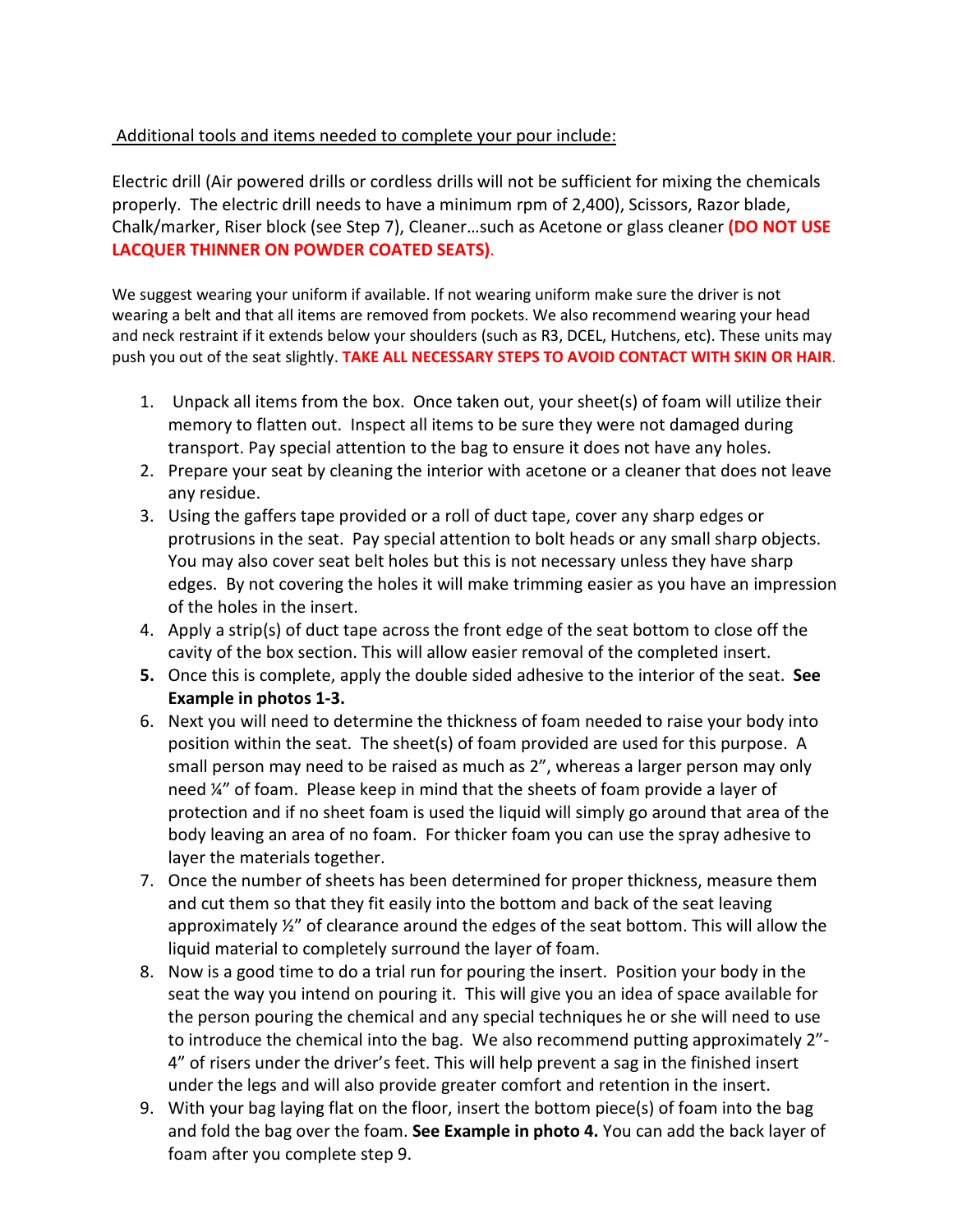Additional tools and items needed to complete your pour include:

Electric drill (Air powered drills or cordless drills will not be sufficient for mixing the chemicals properly. The electric drill needs to have a minimum rpm of 2,400), Scissors, Razor blade, Chalk/marker, Riser block (see Step 7), Cleaner…such as Acetone or glass cleaner **(DO NOT USE LACQUER THINNER ON POWDER COATED SEATS)**.

We suggest wearing your uniform if available. If not wearing uniform make sure the driver is not wearing a belt and that all items are removed from pockets. We also recommend wearing your head and neck restraint if it extends below your shoulders (such as R3, DCEL, Hutchens, etc). These units may push you out of the seat slightly. **TAKE ALL NECESSARY STEPS TO AVOID CONTACT WITH SKIN OR HAIR**.

1. Unpack all items from the box. Once taken out, your sheet(s) of foam will utilize their memory to flatten out. Inspect all items to be sure they were not damaged during transport. Pay special attention to the bag to ensure it does not have any holes.
2. Prepare your seat by cleaning the interior with acetone or a cleaner that does not leave any residue.
3. Using the gaffers tape provided or a roll of duct tape, cover any sharp edges or protrusions in the seat. Pay special attention to bolt heads or any small sharp objects. You may also cover seat belt holes but this is not necessary unless they have sharp edges. By not covering the holes it will make trimming easier as you have an impression of the holes in the insert.
4. Apply a strip(s) of duct tape across the front edge of the seat bottom to close off the cavity of the box section. This will allow easier removal of the completed insert.
5. Once this is complete, apply the double sided adhesive to the interior of the seat. **See Example in photos 1-3.**
6. Next you will need to determine the thickness of foam needed to raise your body into position within the seat. The sheet(s) of foam provided are used for this purpose. A small person may need to be raised as much as 2", whereas a larger person may only need ¼" of foam. Please keep in mind that the sheets of foam provide a layer of protection and if no sheet foam is used the liquid will simply go around that area of the body leaving an area of no foam. For thicker foam you can use the spray adhesive to layer the materials together.
7. Once the number of sheets has been determined for proper thickness, measure them and cut them so that they fit easily into the bottom and back of the seat leaving approximately ½" of clearance around the edges of the seat bottom. This will allow the liquid material to completely surround the layer of foam.
8. Now is a good time to do a trial run for pouring the insert. Position your body in the seat the way you intend on pouring it. This will give you an idea of space available for the person pouring the chemical and any special techniques he or she will need to use to introduce the chemical into the bag. We also recommend putting approximately 2"-4" of risers under the driver's feet. This will help prevent a sag in the finished insert under the legs and will also provide greater comfort and retention in the insert.
9. With your bag laying flat on the floor, insert the bottom piece(s) of foam into the bag and fold the bag over the foam. **See Example in photo 4.** You can add the back layer of foam after you complete step 9.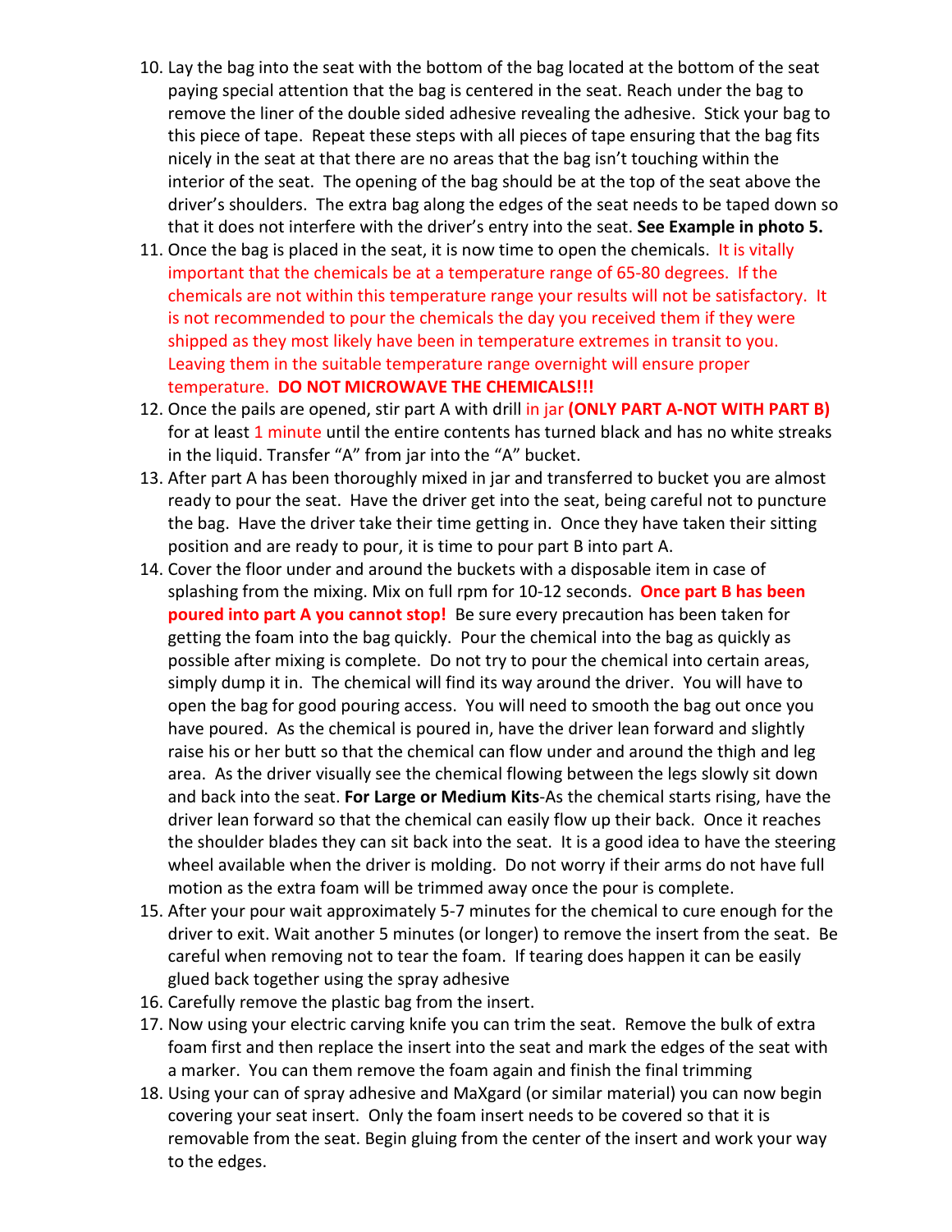10. Lay the bag into the seat with the bottom of the bag located at the bottom of the seat paying special attention that the bag is centered in the seat. Reach under the bag to remove the liner of the double sided adhesive revealing the adhesive. Stick your bag to this piece of tape. Repeat these steps with all pieces of tape ensuring that the bag fits nicely in the seat at that there are no areas that the bag isn't touching within the interior of the seat. The opening of the bag should be at the top of the seat above the driver's shoulders. The extra bag along the edges of the seat needs to be taped down so that it does not interfere with the driver's entry into the seat. **See Example in photo 5.**
11. Once the bag is placed in the seat, it is now time to open the chemicals. It is vitally important that the chemicals be at a temperature range of 65-80 degrees. If the chemicals are not within this temperature range your results will not be satisfactory. It is not recommended to pour the chemicals the day you received them if they were shipped as they most likely have been in temperature extremes in transit to you. Leaving them in the suitable temperature range overnight will ensure proper temperature. **DO NOT MICROWAVE THE CHEMICALS!!!**
12. Once the pails are opened, stir part A with drill in jar **(ONLY PART A-NOT WITH PART B)** for at least 1 minute until the entire contents has turned black and has no white streaks in the liquid. Transfer "A" from jar into the "A" bucket.
13. After part A has been thoroughly mixed in jar and transferred to bucket you are almost ready to pour the seat. Have the driver get into the seat, being careful not to puncture the bag. Have the driver take their time getting in. Once they have taken their sitting position and are ready to pour, it is time to pour part B into part A.
14. Cover the floor under and around the buckets with a disposable item in case of splashing from the mixing. Mix on full rpm for 10-12 seconds. **Once part B has been poured into part A you cannot stop!** Be sure every precaution has been taken for getting the foam into the bag quickly. Pour the chemical into the bag as quickly as possible after mixing is complete. Do not try to pour the chemical into certain areas, simply dump it in. The chemical will find its way around the driver. You will have to open the bag for good pouring access. You will need to smooth the bag out once you have poured. As the chemical is poured in, have the driver lean forward and slightly raise his or her butt so that the chemical can flow under and around the thigh and leg area. As the driver visually see the chemical flowing between the legs slowly sit down and back into the seat. **For Large or Medium Kits**-As the chemical starts rising, have the driver lean forward so that the chemical can easily flow up their back. Once it reaches the shoulder blades they can sit back into the seat. It is a good idea to have the steering wheel available when the driver is molding. Do not worry if their arms do not have full motion as the extra foam will be trimmed away once the pour is complete.
15. After your pour wait approximately 5-7 minutes for the chemical to cure enough for the driver to exit. Wait another 5 minutes (or longer) to remove the insert from the seat. Be careful when removing not to tear the foam. If tearing does happen it can be easily glued back together using the spray adhesive
16. Carefully remove the plastic bag from the insert.
17. Now using your electric carving knife you can trim the seat. Remove the bulk of extra foam first and then replace the insert into the seat and mark the edges of the seat with a marker. You can them remove the foam again and finish the final trimming
18. Using your can of spray adhesive and MaXgard (or similar material) you can now begin covering your seat insert. Only the foam insert needs to be covered so that it is removable from the seat. Begin gluing from the center of the insert and work your way to the edges.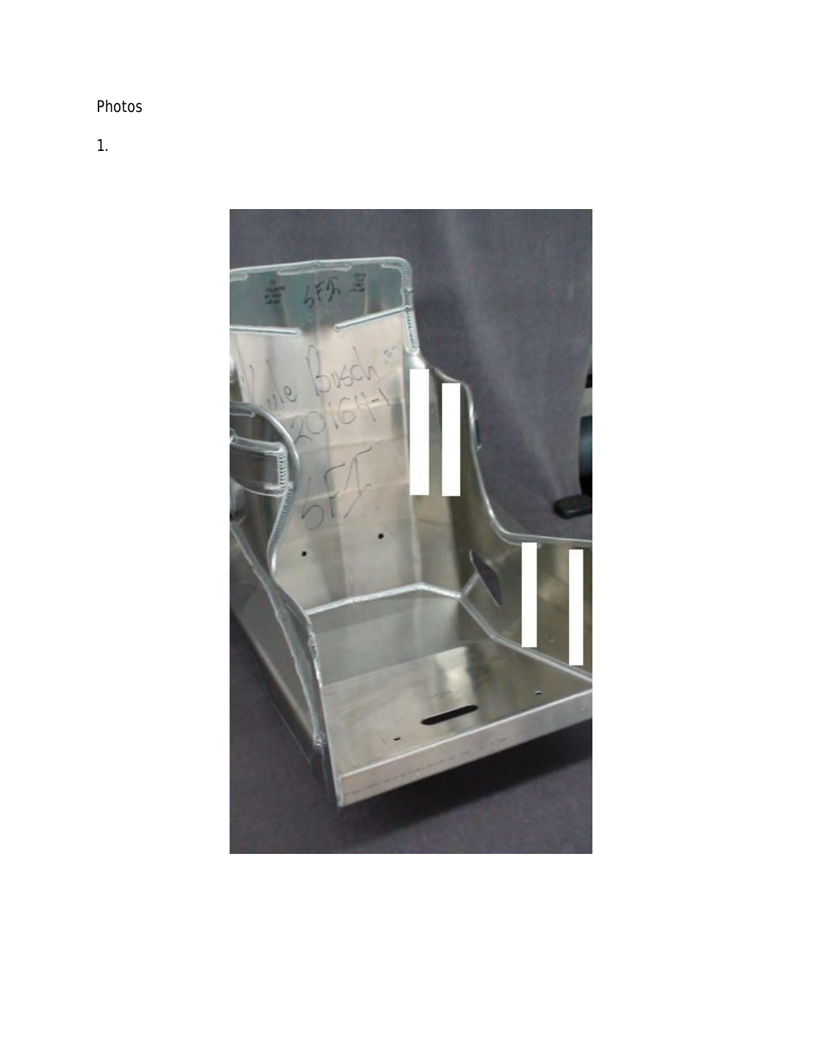Photos

1.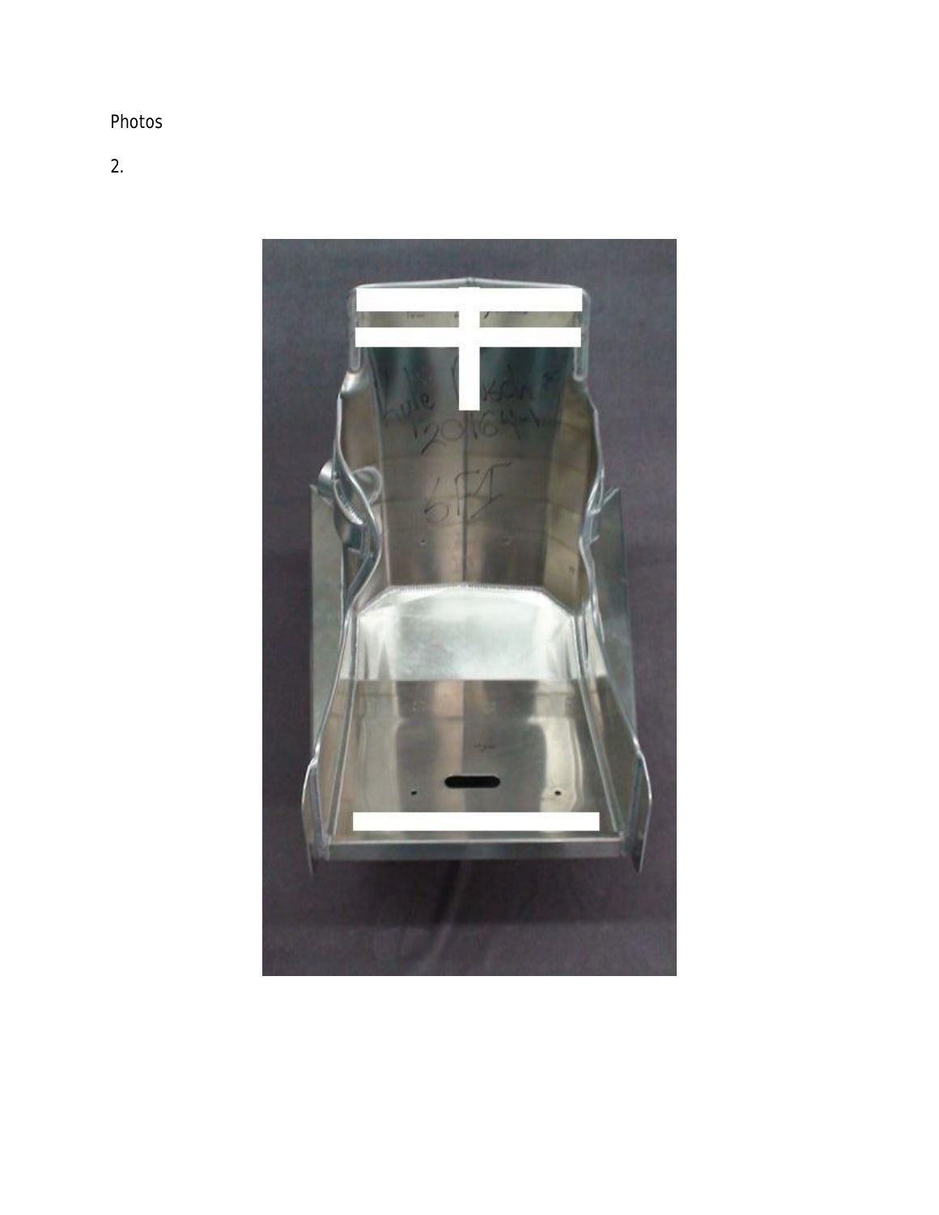Photos

2.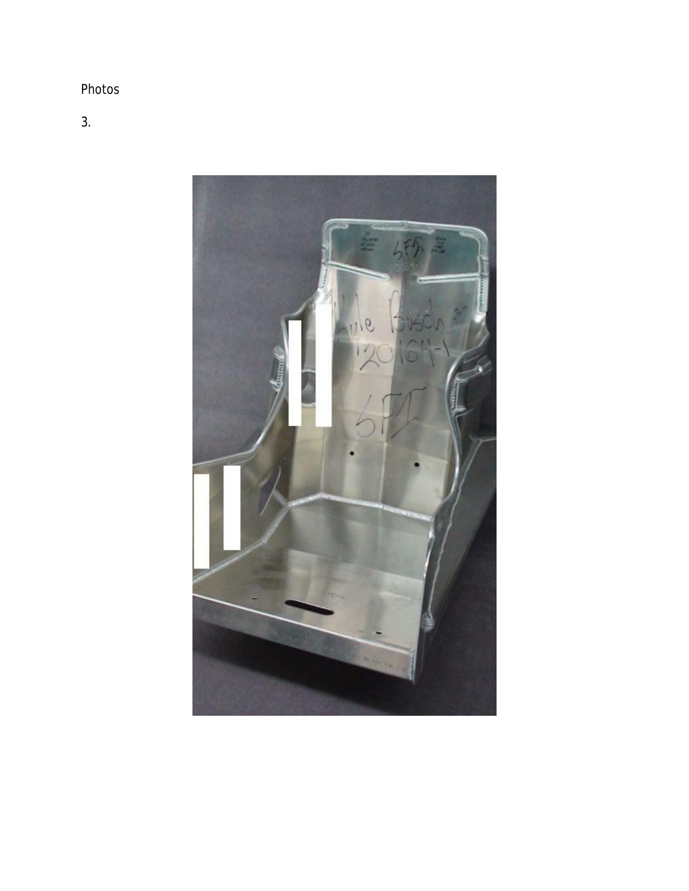Photos

3.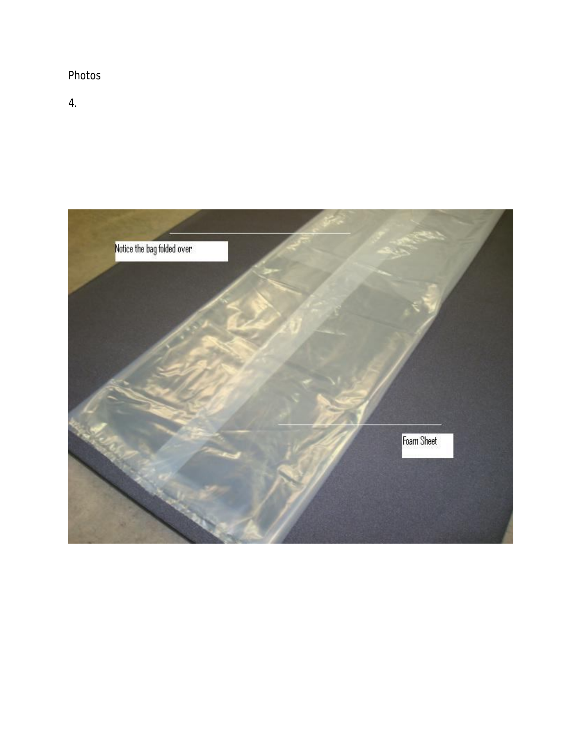Photos

4.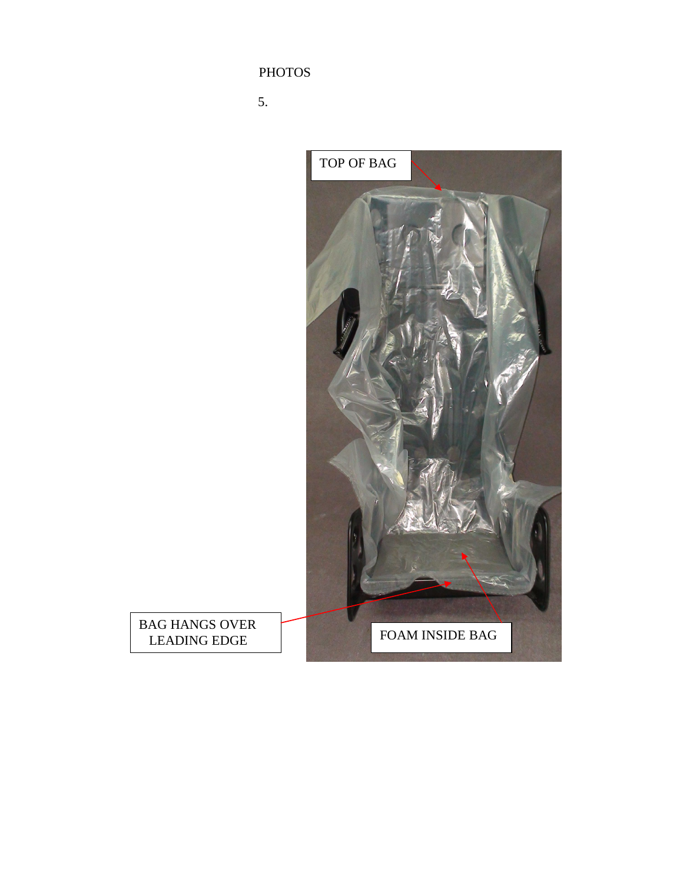PHOTOS

5.

TOP OF BAG

BAG HANGS OVER LEADING EDGE

FOAM INSIDE BAG